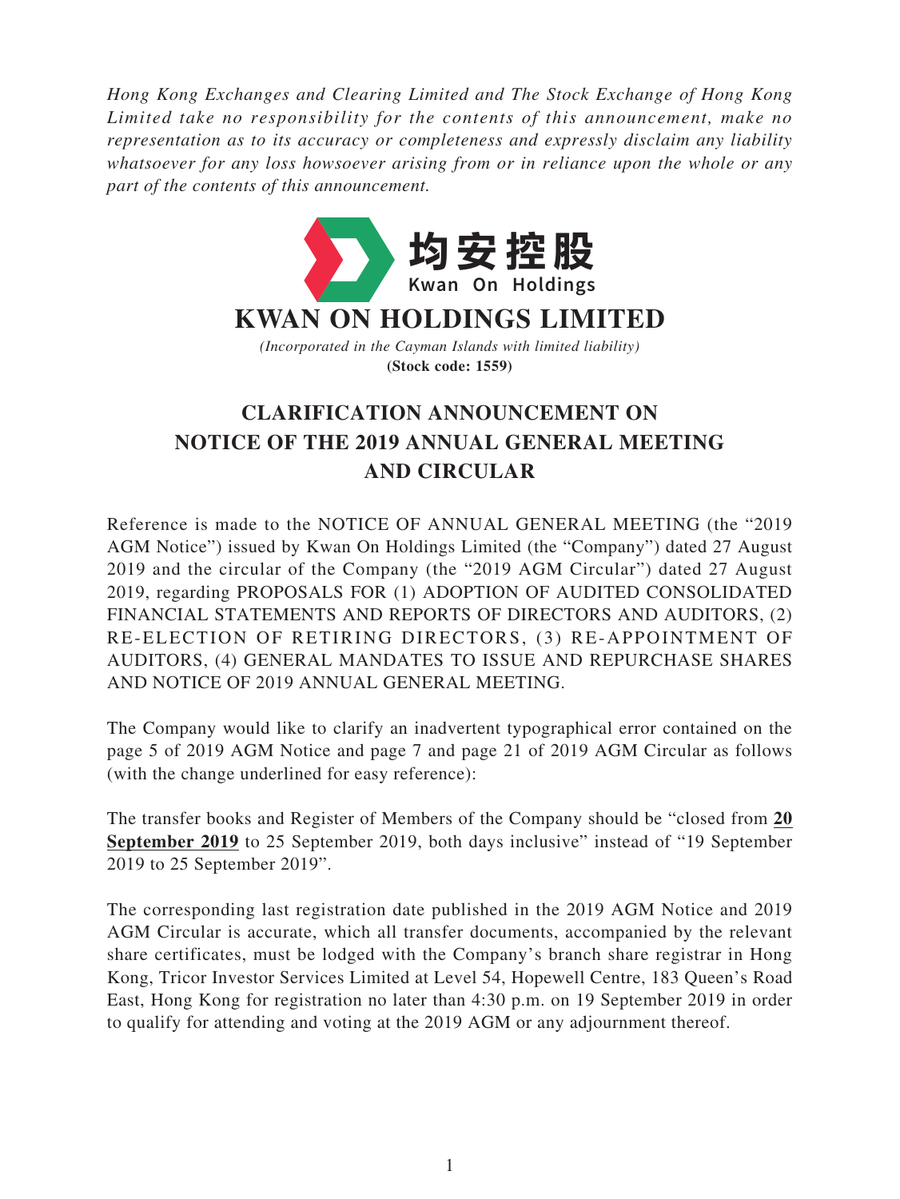*Hong Kong Exchanges and Clearing Limited and The Stock Exchange of Hong Kong Limited take no responsibility for the contents of this announcement, make no representation as to its accuracy or completeness and expressly disclaim any liability whatsoever for any loss howsoever arising from or in reliance upon the whole or any part of the contents of this announcement.*

均安控股
Kwan On Holdings

# KWAN ON HOLDINGS LIMITED

*(Incorporated in the Cayman Islands with limited liability)*
**(Stock code: 1559)**

## CLARIFICATION ANNOUNCEMENT ON NOTICE OF THE 2019 ANNUAL GENERAL MEETING AND CIRCULAR

Reference is made to the NOTICE OF ANNUAL GENERAL MEETING (the "2019 AGM Notice") issued by Kwan On Holdings Limited (the "Company") dated 27 August 2019 and the circular of the Company (the "2019 AGM Circular") dated 27 August 2019, regarding PROPOSALS FOR (1) ADOPTION OF AUDITED CONSOLIDATED FINANCIAL STATEMENTS AND REPORTS OF DIRECTORS AND AUDITORS, (2) RE-ELECTION OF RETIRING DIRECTORS, (3) RE-APPOINTMENT OF AUDITORS, (4) GENERAL MANDATES TO ISSUE AND REPURCHASE SHARES AND NOTICE OF 2019 ANNUAL GENERAL MEETING.

The Company would like to clarify an inadvertent typographical error contained on the page 5 of 2019 AGM Notice and page 7 and page 21 of 2019 AGM Circular as follows (with the change underlined for easy reference):

The transfer books and Register of Members of the Company should be "closed from **20 September 2019** to 25 September 2019, both days inclusive" instead of "19 September 2019 to 25 September 2019".

The corresponding last registration date published in the 2019 AGM Notice and 2019 AGM Circular is accurate, which all transfer documents, accompanied by the relevant share certificates, must be lodged with the Company's branch share registrar in Hong Kong, Tricor Investor Services Limited at Level 54, Hopewell Centre, 183 Queen's Road East, Hong Kong for registration no later than 4:30 p.m. on 19 September 2019 in order to qualify for attending and voting at the 2019 AGM or any adjournment thereof.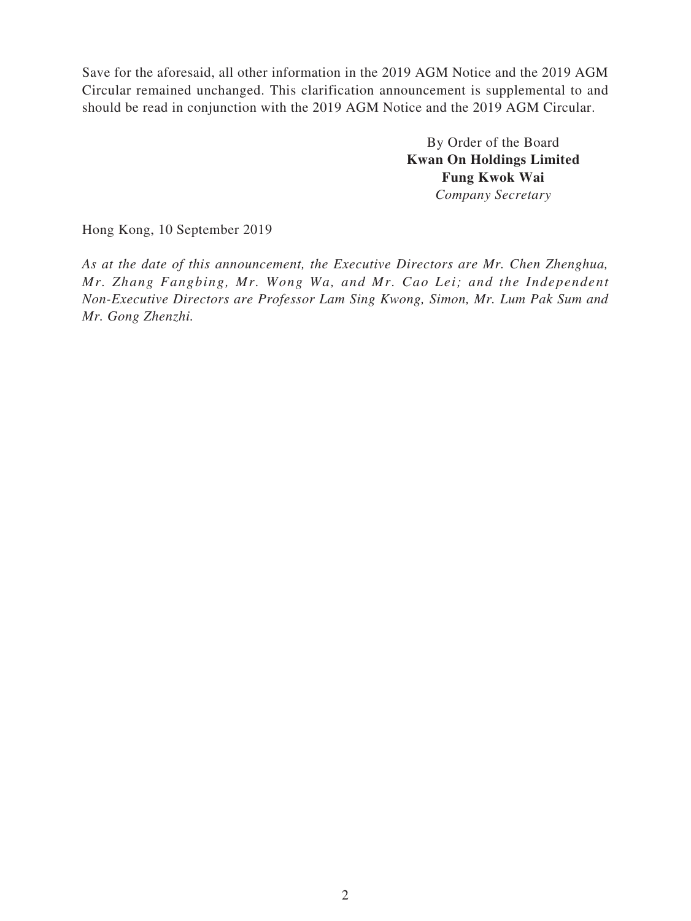Save for the aforesaid, all other information in the 2019 AGM Notice and the 2019 AGM Circular remained unchanged. This clarification announcement is supplemental to and should be read in conjunction with the 2019 AGM Notice and the 2019 AGM Circular.

By Order of the Board
**Kwan On Holdings Limited**
**Fung Kwok Wai**
*Company Secretary*

Hong Kong, 10 September 2019

*As at the date of this announcement, the Executive Directors are Mr. Chen Zhenghua, Mr. Zhang Fangbing, Mr. Wong Wa, and Mr. Cao Lei; and the Independent Non-Executive Directors are Professor Lam Sing Kwong, Simon, Mr. Lum Pak Sum and Mr. Gong Zhenzhi.*